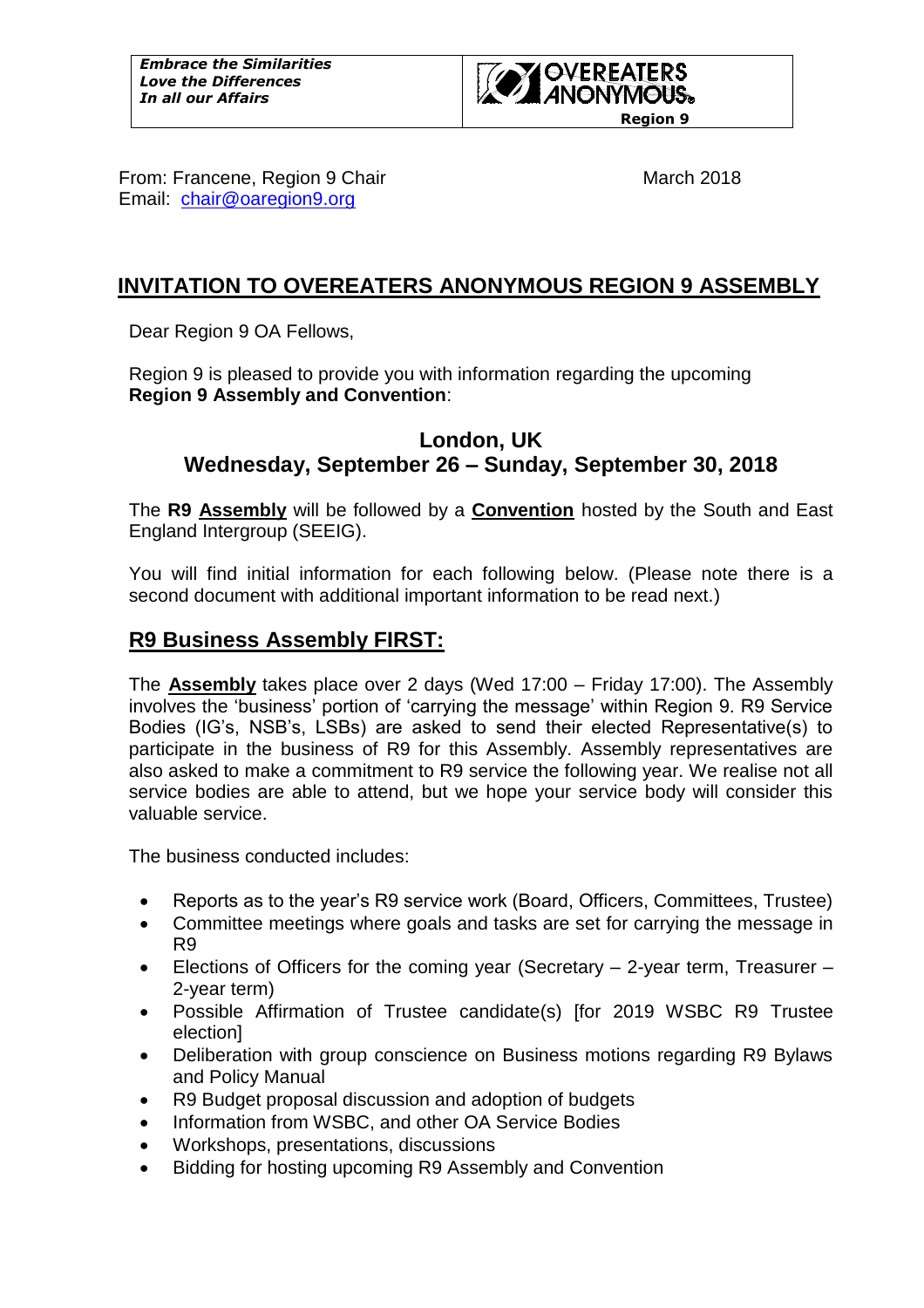| *Embrace the Similarities*<br>*Love the Differences*<br>*In all our Affairs* | **OVEREATERS ANONYMOUS®**<br>**Region 9** |
|---|---|

From: Francene, Region 9 Chair
Email: chair@oaregion9.org

March 2018

# INVITATION TO OVEREATERS ANONYMOUS REGION 9 ASSEMBLY

Dear Region 9 OA Fellows,

Region 9 is pleased to provide you with information regarding the upcoming **Region 9 Assembly and Convention**:

### London, UK
### Wednesday, September 26 – Sunday, September 30, 2018

The **R9 Assembly** will be followed by a **Convention** hosted by the South and East England Intergroup (SEEIG).

You will find initial information for each following below. (Please note there is a second document with additional important information to be read next.)

## R9 Business Assembly FIRST:

The **Assembly** takes place over 2 days (Wed 17:00 – Friday 17:00). The Assembly involves the 'business' portion of 'carrying the message' within Region 9. R9 Service Bodies (IG's, NSB's, LSBs) are asked to send their elected Representative(s) to participate in the business of R9 for this Assembly. Assembly representatives are also asked to make a commitment to R9 service the following year. We realise not all service bodies are able to attend, but we hope your service body will consider this valuable service.

The business conducted includes:

- Reports as to the year's R9 service work (Board, Officers, Committees, Trustee)
- Committee meetings where goals and tasks are set for carrying the message in R9
- Elections of Officers for the coming year (Secretary – 2-year term, Treasurer – 2-year term)
- Possible Affirmation of Trustee candidate(s) [for 2019 WSBC R9 Trustee election]
- Deliberation with group conscience on Business motions regarding R9 Bylaws and Policy Manual
- R9 Budget proposal discussion and adoption of budgets
- Information from WSBC, and other OA Service Bodies
- Workshops, presentations, discussions
- Bidding for hosting upcoming R9 Assembly and Convention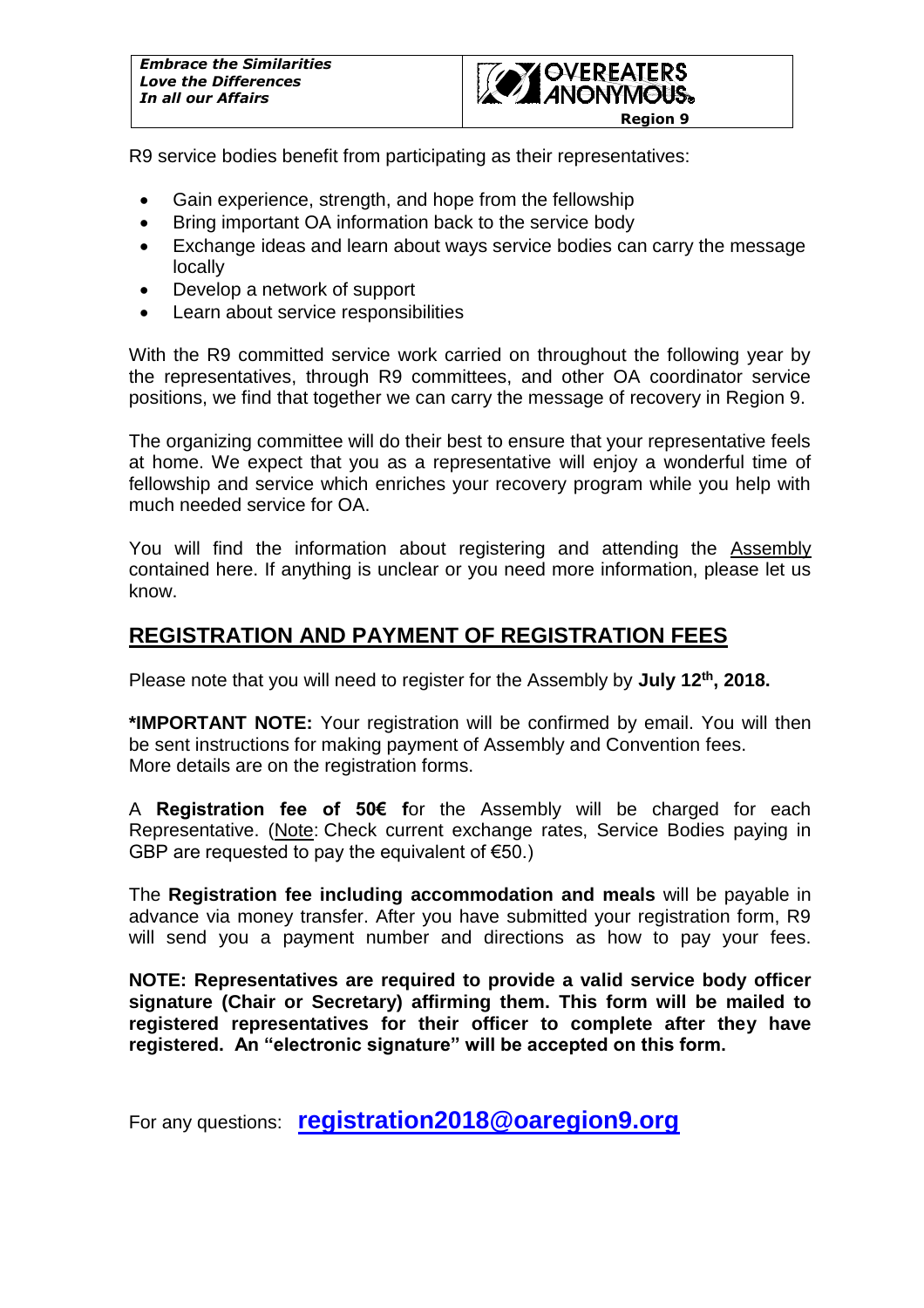R9 service bodies benefit from participating as their representatives:

- Gain experience, strength, and hope from the fellowship
- Bring important OA information back to the service body
- Exchange ideas and learn about ways service bodies can carry the message locally
- Develop a network of support
- Learn about service responsibilities

With the R9 committed service work carried on throughout the following year by the representatives, through R9 committees, and other OA coordinator service positions, we find that together we can carry the message of recovery in Region 9.

The organizing committee will do their best to ensure that your representative feels at home. We expect that you as a representative will enjoy a wonderful time of fellowship and service which enriches your recovery program while you help with much needed service for OA.

You will find the information about registering and attending the Assembly contained here. If anything is unclear or you need more information, please let us know.

## REGISTRATION AND PAYMENT OF REGISTRATION FEES

Please note that you will need to register for the Assembly by **July 12th, 2018.**

***IMPORTANT NOTE:** Your registration will be confirmed by email. You will then be sent instructions for making payment of Assembly and Convention fees. More details are on the registration forms.

A **Registration fee of 50€ f**or the Assembly will be charged for each Representative. (Note: Check current exchange rates, Service Bodies paying in GBP are requested to pay the equivalent of €50.)

The **Registration fee including accommodation and meals** will be payable in advance via money transfer. After you have submitted your registration form, R9 will send you a payment number and directions as how to pay your fees.

**NOTE: Representatives are required to provide a valid service body officer signature (Chair or Secretary) affirming them. This form will be mailed to registered representatives for their officer to complete after they have registered. An "electronic signature" will be accepted on this form.**

For any questions: **registration2018@oaregion9.org**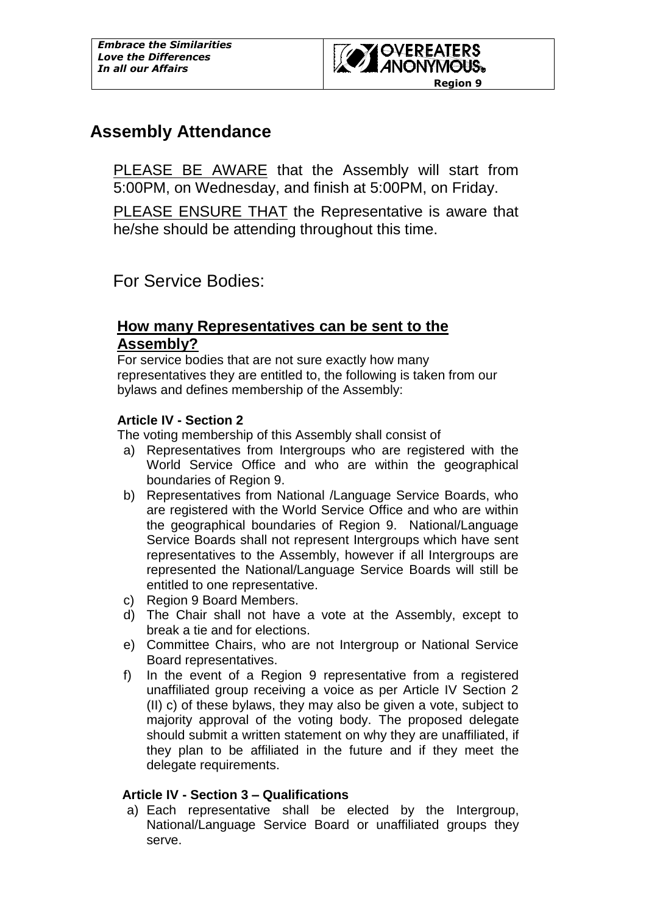## Assembly Attendance

PLEASE BE AWARE that the Assembly will start from 5:00PM, on Wednesday, and finish at 5:00PM, on Friday.

PLEASE ENSURE THAT the Representative is aware that he/she should be attending throughout this time.

## For Service Bodies:

### How many Representatives can be sent to the Assembly?

For service bodies that are not sure exactly how many representatives they are entitled to, the following is taken from our bylaws and defines membership of the Assembly:

**Article IV - Section 2**

The voting membership of this Assembly shall consist of

a) Representatives from Intergroups who are registered with the World Service Office and who are within the geographical boundaries of Region 9.
b) Representatives from National /Language Service Boards, who are registered with the World Service Office and who are within the geographical boundaries of Region 9. National/Language Service Boards shall not represent Intergroups which have sent representatives to the Assembly, however if all Intergroups are represented the National/Language Service Boards will still be entitled to one representative.
c) Region 9 Board Members.
d) The Chair shall not have a vote at the Assembly, except to break a tie and for elections.
e) Committee Chairs, who are not Intergroup or National Service Board representatives.
f) In the event of a Region 9 representative from a registered unaffiliated group receiving a voice as per Article IV Section 2 (II) c) of these bylaws, they may also be given a vote, subject to majority approval of the voting body. The proposed delegate should submit a written statement on why they are unaffiliated, if they plan to be affiliated in the future and if they meet the delegate requirements.

**Article IV - Section 3 – Qualifications**

a) Each representative shall be elected by the Intergroup, National/Language Service Board or unaffiliated groups they serve.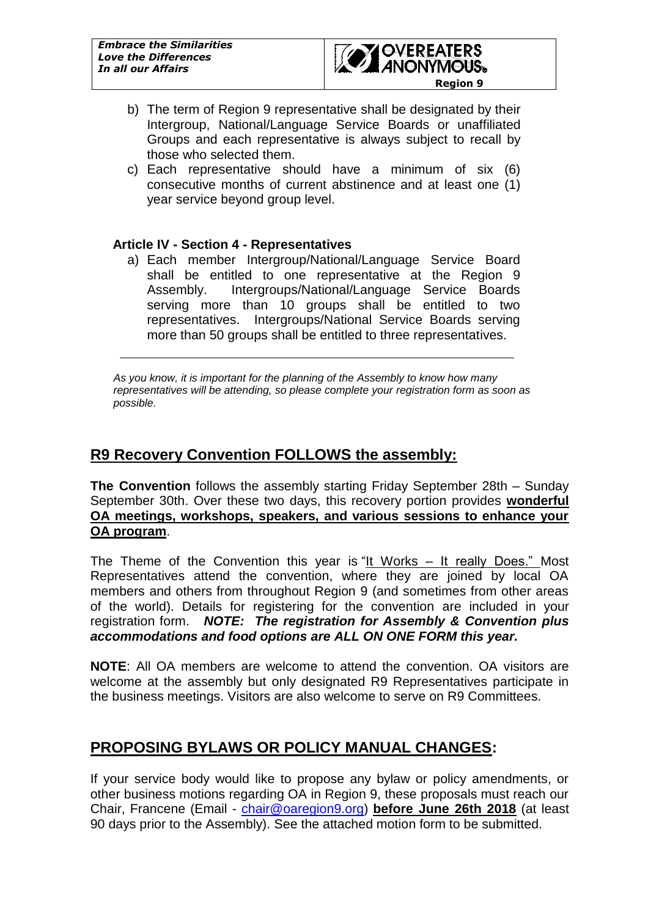b) The term of Region 9 representative shall be designated by their Intergroup, National/Language Service Boards or unaffiliated Groups and each representative is always subject to recall by those who selected them.

c) Each representative should have a minimum of six (6) consecutive months of current abstinence and at least one (1) year service beyond group level.

**Article IV - Section 4 - Representatives**

a) Each member Intergroup/National/Language Service Board shall be entitled to one representative at the Region 9 Assembly. Intergroups/National/Language Service Boards serving more than 10 groups shall be entitled to two representatives. Intergroups/National Service Boards serving more than 50 groups shall be entitled to three representatives.

---

*As you know, it is important for the planning of the Assembly to know how many representatives will be attending, so please complete your registration form as soon as possible.*

## R9 Recovery Convention FOLLOWS the assembly:

**The Convention** follows the assembly starting Friday September 28th – Sunday September 30th. Over these two days, this recovery portion provides **wonderful OA meetings, workshops, speakers, and various sessions to enhance your OA program**.

The Theme of the Convention this year is "It Works – It really Does." Most Representatives attend the convention, where they are joined by local OA members and others from throughout Region 9 (and sometimes from other areas of the world). Details for registering for the convention are included in your registration form. ***NOTE: The registration for Assembly & Convention plus accommodations and food options are ALL ON ONE FORM this year.***

**NOTE**: All OA members are welcome to attend the convention. OA visitors are welcome at the assembly but only designated R9 Representatives participate in the business meetings. Visitors are also welcome to serve on R9 Committees.

## PROPOSING BYLAWS OR POLICY MANUAL CHANGES:

If your service body would like to propose any bylaw or policy amendments, or other business motions regarding OA in Region 9, these proposals must reach our Chair, Francene (Email - chair@oaregion9.org) **before June 26th 2018** (at least 90 days prior to the Assembly). See the attached motion form to be submitted.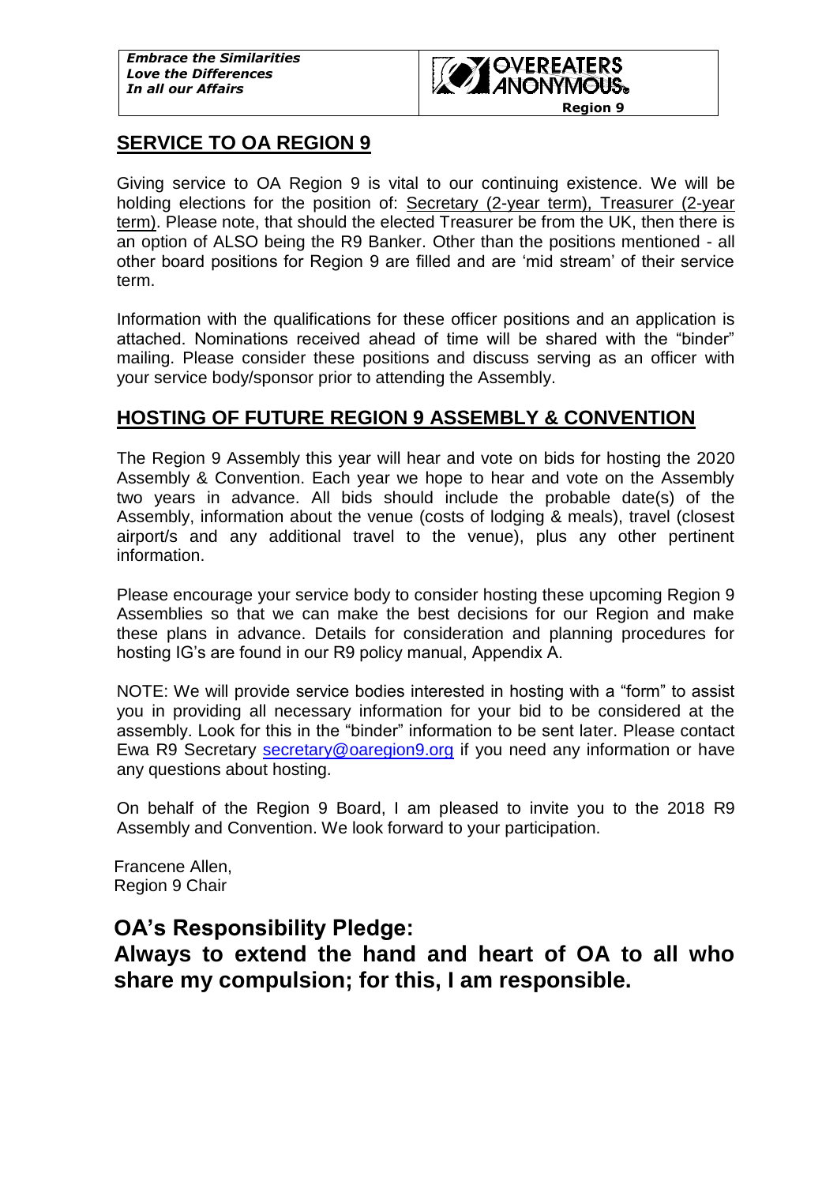## SERVICE TO OA REGION 9

Giving service to OA Region 9 is vital to our continuing existence. We will be holding elections for the position of: Secretary (2-year term), Treasurer (2-year term). Please note, that should the elected Treasurer be from the UK, then there is an option of ALSO being the R9 Banker. Other than the positions mentioned - all other board positions for Region 9 are filled and are 'mid stream' of their service term.

Information with the qualifications for these officer positions and an application is attached. Nominations received ahead of time will be shared with the "binder" mailing. Please consider these positions and discuss serving as an officer with your service body/sponsor prior to attending the Assembly.

## HOSTING OF FUTURE REGION 9 ASSEMBLY & CONVENTION

The Region 9 Assembly this year will hear and vote on bids for hosting the 2020 Assembly & Convention. Each year we hope to hear and vote on the Assembly two years in advance. All bids should include the probable date(s) of the Assembly, information about the venue (costs of lodging & meals), travel (closest airport/s and any additional travel to the venue), plus any other pertinent information.

Please encourage your service body to consider hosting these upcoming Region 9 Assemblies so that we can make the best decisions for our Region and make these plans in advance. Details for consideration and planning procedures for hosting IG's are found in our R9 policy manual, Appendix A.

NOTE: We will provide service bodies interested in hosting with a "form" to assist you in providing all necessary information for your bid to be considered at the assembly. Look for this in the "binder" information to be sent later. Please contact Ewa R9 Secretary secretary@oaregion9.org if you need any information or have any questions about hosting.

On behalf of the Region 9 Board, I am pleased to invite you to the 2018 R9 Assembly and Convention. We look forward to your participation.

Francene Allen,
Region 9 Chair

## OA's Responsibility Pledge:
## Always to extend the hand and heart of OA to all who share my compulsion; for this, I am responsible.